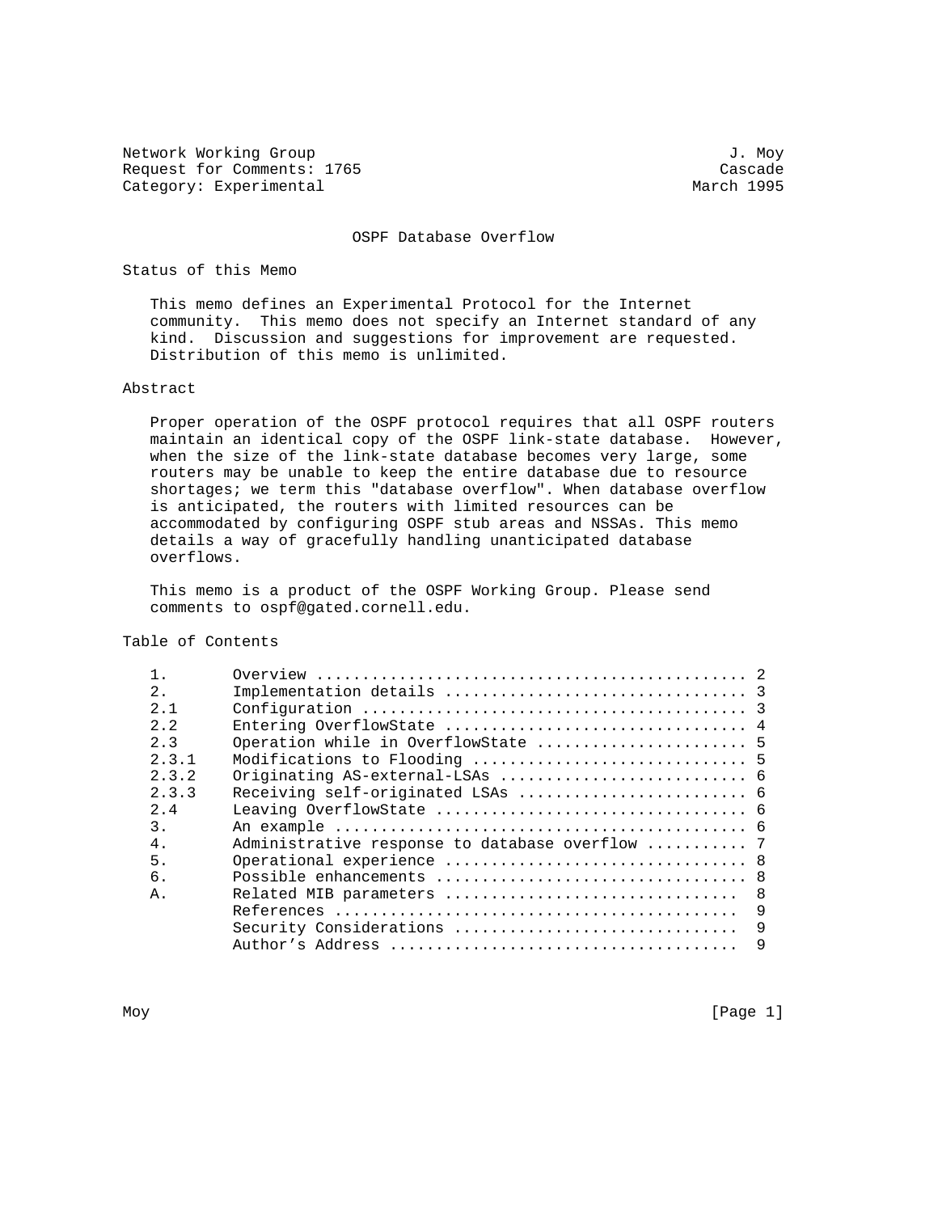Network Working Group J. Moy
Request for Comments: 1765 Cascade
Category: Experimental March 1995

# OSPF Database Overflow

## Status of this Memo

This memo defines an Experimental Protocol for the Internet community. This memo does not specify an Internet standard of any kind. Discussion and suggestions for improvement are requested. Distribution of this memo is unlimited.

## Abstract

Proper operation of the OSPF protocol requires that all OSPF routers maintain an identical copy of the OSPF link-state database. However, when the size of the link-state database becomes very large, some routers may be unable to keep the entire database due to resource shortages; we term this "database overflow". When database overflow is anticipated, the routers with limited resources can be accommodated by configuring OSPF stub areas and NSSAs. This memo details a way of gracefully handling unanticipated database overflows.

This memo is a product of the OSPF Working Group. Please send comments to ospf@gated.cornell.edu.

## Table of Contents

| | | |
|---|---|---|
| 1. | Overview | 2 |
| 2. | Implementation details | 3 |
| 2.1 | Configuration | 3 |
| 2.2 | Entering OverflowState | 4 |
| 2.3 | Operation while in OverflowState | 5 |
| 2.3.1 | Modifications to Flooding | 5 |
| 2.3.2 | Originating AS-external-LSAs | 6 |
| 2.3.3 | Receiving self-originated LSAs | 6 |
| 2.4 | Leaving OverflowState | 6 |
| 3. | An example | 6 |
| 4. | Administrative response to database overflow | 7 |
| 5. | Operational experience | 8 |
| 6. | Possible enhancements | 8 |
| A. | Related MIB parameters | 8 |
| | References | 9 |
| | Security Considerations | 9 |
| | Author's Address | 9 |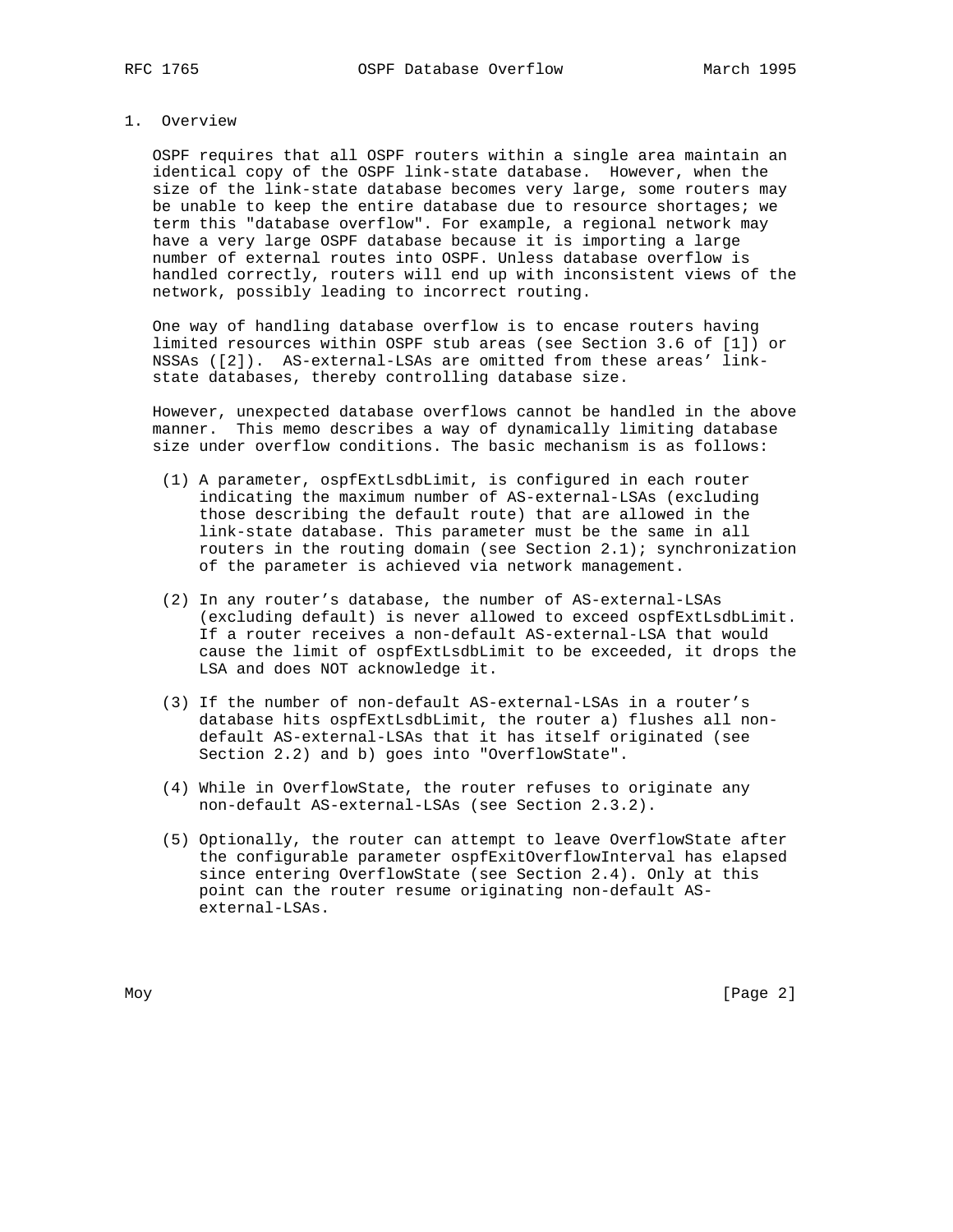## 1. Overview

OSPF requires that all OSPF routers within a single area maintain an identical copy of the OSPF link-state database. However, when the size of the link-state database becomes very large, some routers may be unable to keep the entire database due to resource shortages; we term this "database overflow". For example, a regional network may have a very large OSPF database because it is importing a large number of external routes into OSPF. Unless database overflow is handled correctly, routers will end up with inconsistent views of the network, possibly leading to incorrect routing.

One way of handling database overflow is to encase routers having limited resources within OSPF stub areas (see Section 3.6 of [1]) or NSSAs ([2]). AS-external-LSAs are omitted from these areas' link-state databases, thereby controlling database size.

However, unexpected database overflows cannot be handled in the above manner. This memo describes a way of dynamically limiting database size under overflow conditions. The basic mechanism is as follows:

(1) A parameter, ospfExtLsdbLimit, is configured in each router indicating the maximum number of AS-external-LSAs (excluding those describing the default route) that are allowed in the link-state database. This parameter must be the same in all routers in the routing domain (see Section 2.1); synchronization of the parameter is achieved via network management.

(2) In any router's database, the number of AS-external-LSAs (excluding default) is never allowed to exceed ospfExtLsdbLimit. If a router receives a non-default AS-external-LSA that would cause the limit of ospfExtLsdbLimit to be exceeded, it drops the LSA and does NOT acknowledge it.

(3) If the number of non-default AS-external-LSAs in a router's database hits ospfExtLsdbLimit, the router a) flushes all non-default AS-external-LSAs that it has itself originated (see Section 2.2) and b) goes into "OverflowState".

(4) While in OverflowState, the router refuses to originate any non-default AS-external-LSAs (see Section 2.3.2).

(5) Optionally, the router can attempt to leave OverflowState after the configurable parameter ospfExitOverflowInterval has elapsed since entering OverflowState (see Section 2.4). Only at this point can the router resume originating non-default AS-external-LSAs.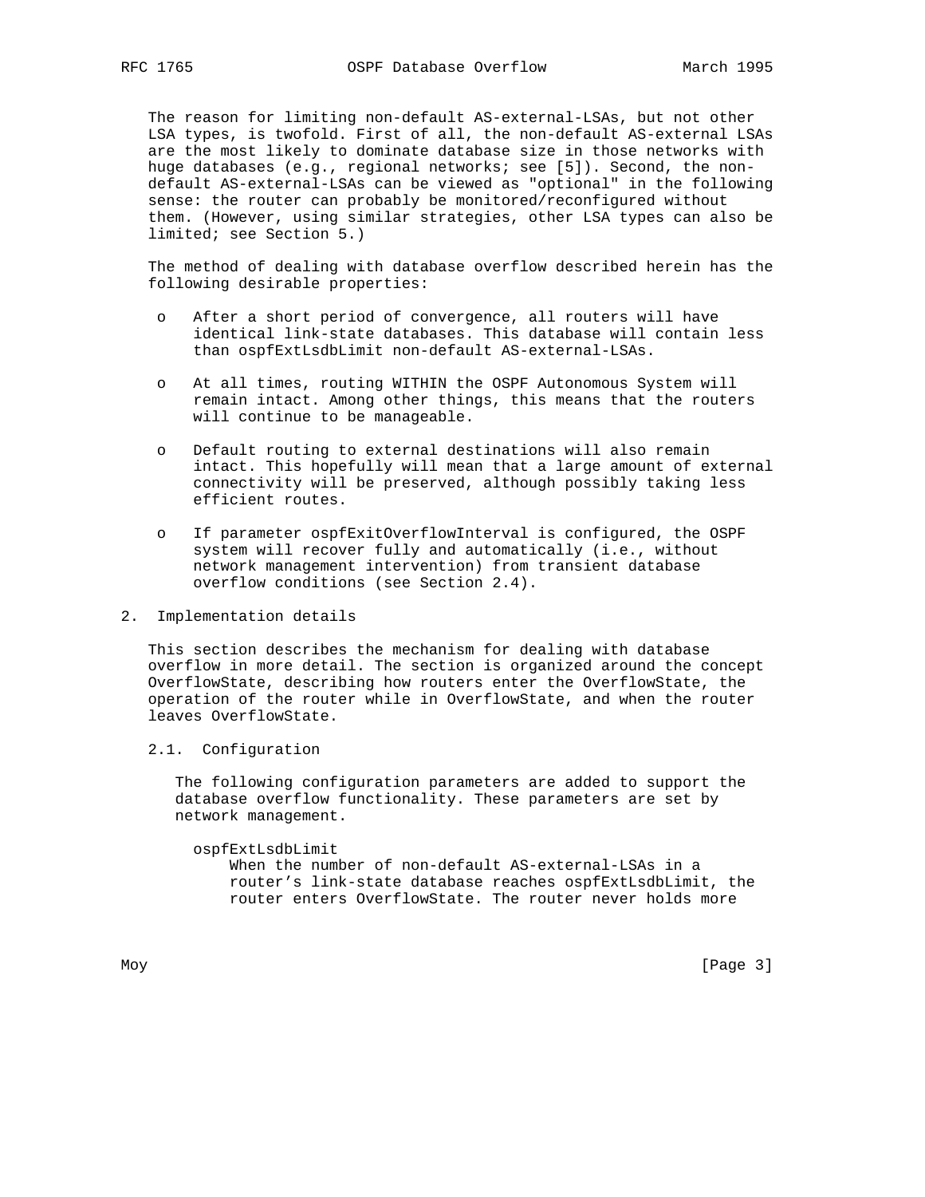The reason for limiting non-default AS-external-LSAs, but not other LSA types, is twofold. First of all, the non-default AS-external LSAs are the most likely to dominate database size in those networks with huge databases (e.g., regional networks; see [5]). Second, the non-default AS-external-LSAs can be viewed as "optional" in the following sense: the router can probably be monitored/reconfigured without them. (However, using similar strategies, other LSA types can also be limited; see Section 5.)

The method of dealing with database overflow described herein has the following desirable properties:

- After a short period of convergence, all routers will have identical link-state databases. This database will contain less than ospfExtLsdbLimit non-default AS-external-LSAs.
- At all times, routing WITHIN the OSPF Autonomous System will remain intact. Among other things, this means that the routers will continue to be manageable.
- Default routing to external destinations will also remain intact. This hopefully will mean that a large amount of external connectivity will be preserved, although possibly taking less efficient routes.
- If parameter ospfExitOverflowInterval is configured, the OSPF system will recover fully and automatically (i.e., without network management intervention) from transient database overflow conditions (see Section 2.4).

## 2. Implementation details

This section describes the mechanism for dealing with database overflow in more detail. The section is organized around the concept OverflowState, describing how routers enter the OverflowState, the operation of the router while in OverflowState, and when the router leaves OverflowState.

### 2.1. Configuration

The following configuration parameters are added to support the database overflow functionality. These parameters are set by network management.

ospfExtLsdbLimit
: When the number of non-default AS-external-LSAs in a router's link-state database reaches ospfExtLsdbLimit, the router enters OverflowState. The router never holds more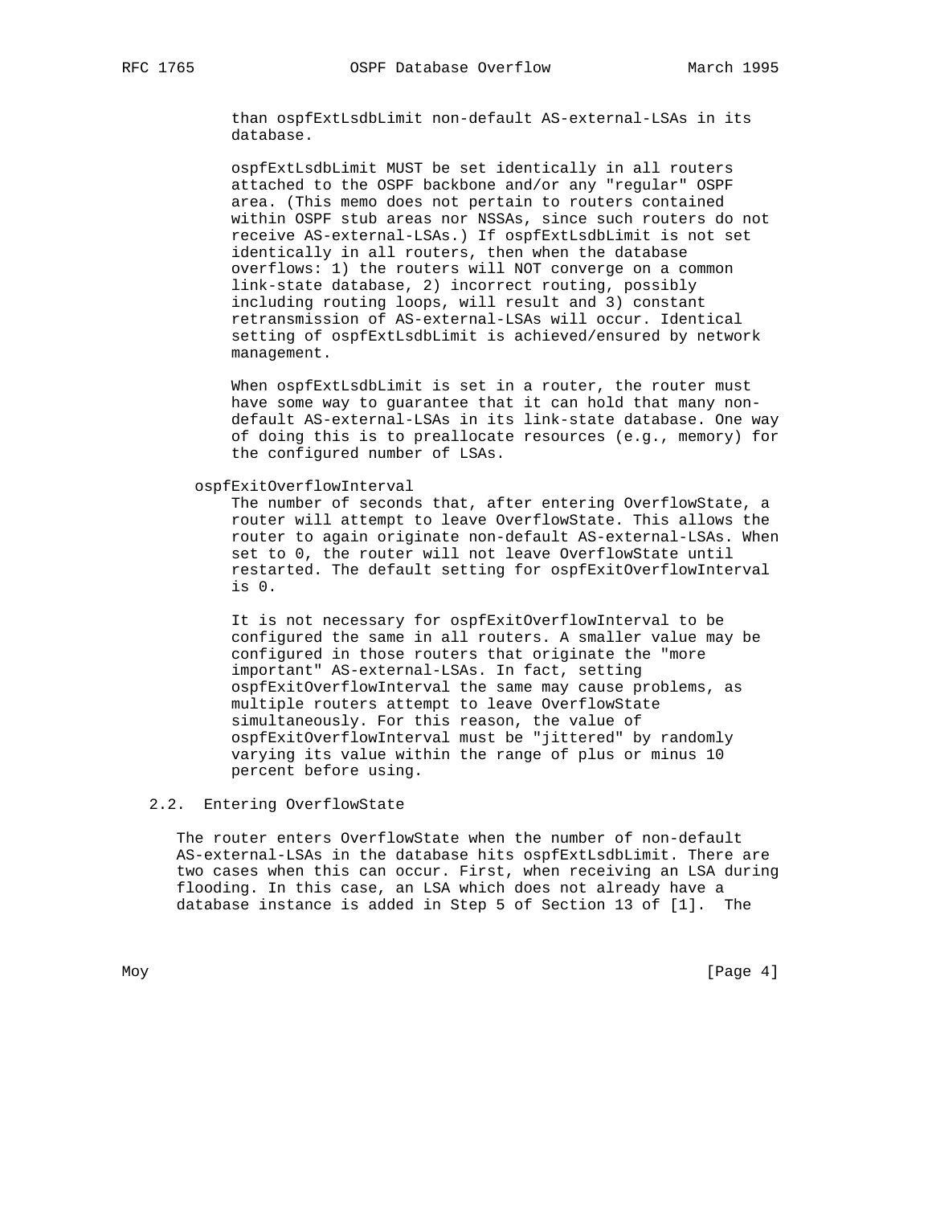than ospfExtLsdbLimit non-default AS-external-LSAs in its database.

ospfExtLsdbLimit MUST be set identically in all routers attached to the OSPF backbone and/or any "regular" OSPF area. (This memo does not pertain to routers contained within OSPF stub areas nor NSSAs, since such routers do not receive AS-external-LSAs.) If ospfExtLsdbLimit is not set identically in all routers, then when the database overflows: 1) the routers will NOT converge on a common link-state database, 2) incorrect routing, possibly including routing loops, will result and 3) constant retransmission of AS-external-LSAs will occur. Identical setting of ospfExtLsdbLimit is achieved/ensured by network management.

When ospfExtLsdbLimit is set in a router, the router must have some way to guarantee that it can hold that many non-default AS-external-LSAs in its link-state database. One way of doing this is to preallocate resources (e.g., memory) for the configured number of LSAs.

ospfExitOverflowInterval

The number of seconds that, after entering OverflowState, a router will attempt to leave OverflowState. This allows the router to again originate non-default AS-external-LSAs. When set to 0, the router will not leave OverflowState until restarted. The default setting for ospfExitOverflowInterval is 0.

It is not necessary for ospfExitOverflowInterval to be configured the same in all routers. A smaller value may be configured in those routers that originate the "more important" AS-external-LSAs. In fact, setting ospfExitOverflowInterval the same may cause problems, as multiple routers attempt to leave OverflowState simultaneously. For this reason, the value of ospfExitOverflowInterval must be "jittered" by randomly varying its value within the range of plus or minus 10 percent before using.

## 2.2. Entering OverflowState

The router enters OverflowState when the number of non-default AS-external-LSAs in the database hits ospfExtLsdbLimit. There are two cases when this can occur. First, when receiving an LSA during flooding. In this case, an LSA which does not already have a database instance is added in Step 5 of Section 13 of [1]. The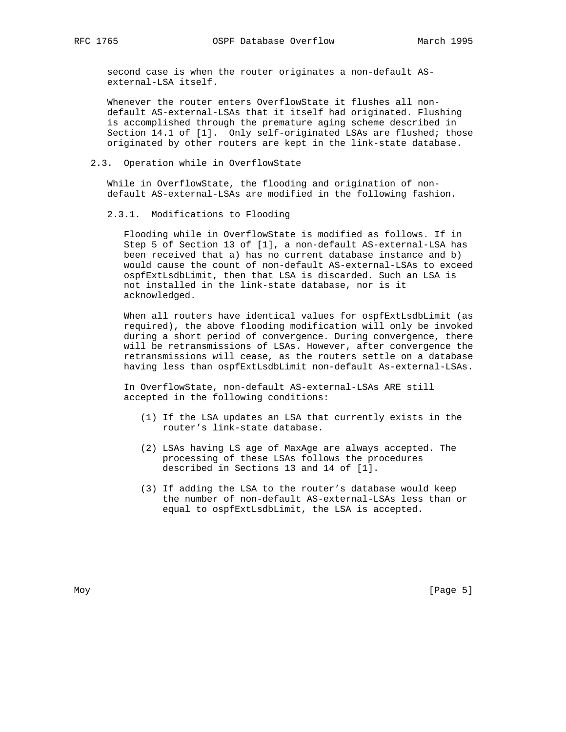second case is when the router originates a non-default AS-external-LSA itself.

Whenever the router enters OverflowState it flushes all non-default AS-external-LSAs that it itself had originated. Flushing is accomplished through the premature aging scheme described in Section 14.1 of [1]. Only self-originated LSAs are flushed; those originated by other routers are kept in the link-state database.

## 2.3. Operation while in OverflowState

While in OverflowState, the flooding and origination of non-default AS-external-LSAs are modified in the following fashion.

### 2.3.1. Modifications to Flooding

Flooding while in OverflowState is modified as follows. If in Step 5 of Section 13 of [1], a non-default AS-external-LSA has been received that a) has no current database instance and b) would cause the count of non-default AS-external-LSAs to exceed ospfExtLsdbLimit, then that LSA is discarded. Such an LSA is not installed in the link-state database, nor is it acknowledged.

When all routers have identical values for ospfExtLsdbLimit (as required), the above flooding modification will only be invoked during a short period of convergence. During convergence, there will be retransmissions of LSAs. However, after convergence the retransmissions will cease, as the routers settle on a database having less than ospfExtLsdbLimit non-default As-external-LSAs.

In OverflowState, non-default AS-external-LSAs ARE still accepted in the following conditions:

(1) If the LSA updates an LSA that currently exists in the router’s link-state database.

(2) LSAs having LS age of MaxAge are always accepted. The processing of these LSAs follows the procedures described in Sections 13 and 14 of [1].

(3) If adding the LSA to the router’s database would keep the number of non-default AS-external-LSAs less than or equal to ospfExtLsdbLimit, the LSA is accepted.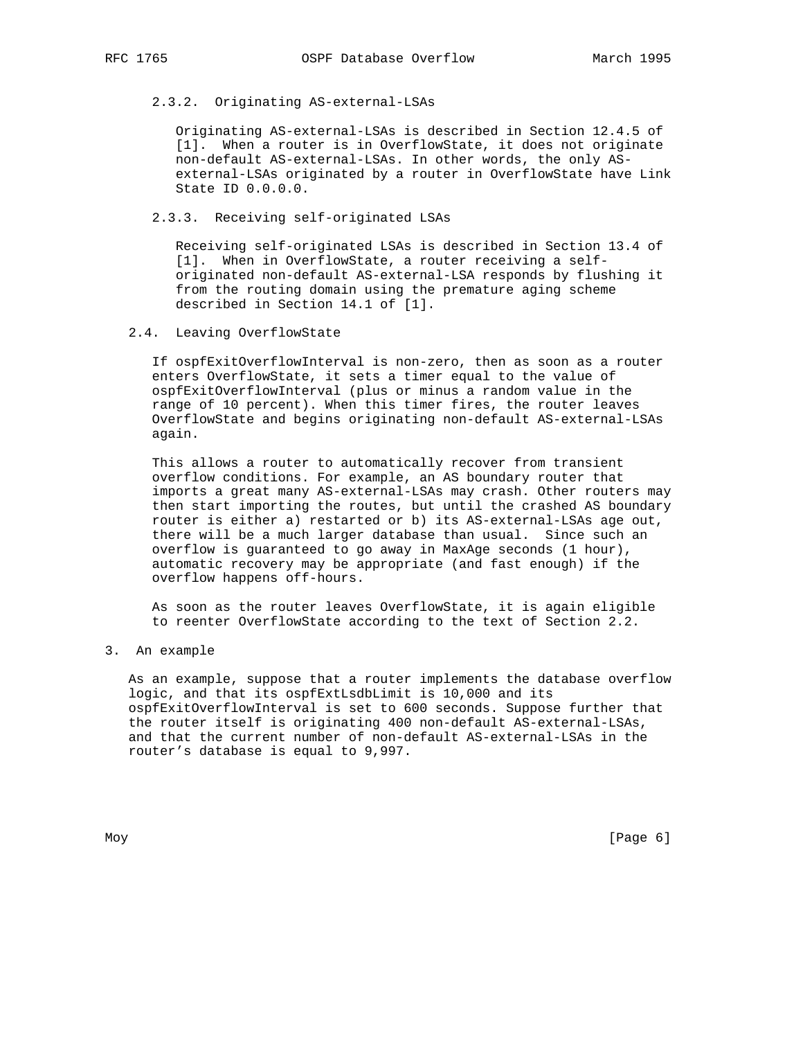#### 2.3.2. Originating AS-external-LSAs

Originating AS-external-LSAs is described in Section 12.4.5 of [1]. When a router is in OverflowState, it does not originate non-default AS-external-LSAs. In other words, the only AS-external-LSAs originated by a router in OverflowState have Link State ID 0.0.0.0.

#### 2.3.3. Receiving self-originated LSAs

Receiving self-originated LSAs is described in Section 13.4 of [1]. When in OverflowState, a router receiving a self-originated non-default AS-external-LSA responds by flushing it from the routing domain using the premature aging scheme described in Section 14.1 of [1].

### 2.4. Leaving OverflowState

If ospfExitOverflowInterval is non-zero, then as soon as a router enters OverflowState, it sets a timer equal to the value of ospfExitOverflowInterval (plus or minus a random value in the range of 10 percent). When this timer fires, the router leaves OverflowState and begins originating non-default AS-external-LSAs again.

This allows a router to automatically recover from transient overflow conditions. For example, an AS boundary router that imports a great many AS-external-LSAs may crash. Other routers may then start importing the routes, but until the crashed AS boundary router is either a) restarted or b) its AS-external-LSAs age out, there will be a much larger database than usual. Since such an overflow is guaranteed to go away in MaxAge seconds (1 hour), automatic recovery may be appropriate (and fast enough) if the overflow happens off-hours.

As soon as the router leaves OverflowState, it is again eligible to reenter OverflowState according to the text of Section 2.2.

## 3. An example

As an example, suppose that a router implements the database overflow logic, and that its ospfExtLsdbLimit is 10,000 and its ospfExitOverflowInterval is set to 600 seconds. Suppose further that the router itself is originating 400 non-default AS-external-LSAs, and that the current number of non-default AS-external-LSAs in the router's database is equal to 9,997.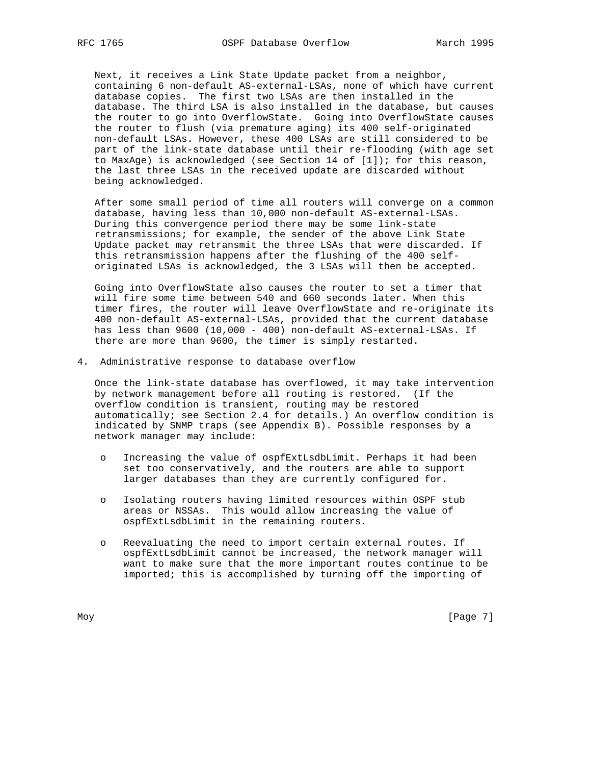Next, it receives a Link State Update packet from a neighbor, containing 6 non-default AS-external-LSAs, none of which have current database copies. The first two LSAs are then installed in the database. The third LSA is also installed in the database, but causes the router to go into OverflowState. Going into OverflowState causes the router to flush (via premature aging) its 400 self-originated non-default LSAs. However, these 400 LSAs are still considered to be part of the link-state database until their re-flooding (with age set to MaxAge) is acknowledged (see Section 14 of [1]); for this reason, the last three LSAs in the received update are discarded without being acknowledged.

After some small period of time all routers will converge on a common database, having less than 10,000 non-default AS-external-LSAs. During this convergence period there may be some link-state retransmissions; for example, the sender of the above Link State Update packet may retransmit the three LSAs that were discarded. If this retransmission happens after the flushing of the 400 self-originated LSAs is acknowledged, the 3 LSAs will then be accepted.

Going into OverflowState also causes the router to set a timer that will fire some time between 540 and 660 seconds later. When this timer fires, the router will leave OverflowState and re-originate its 400 non-default AS-external-LSAs, provided that the current database has less than 9600 (10,000 - 400) non-default AS-external-LSAs. If there are more than 9600, the timer is simply restarted.

## 4. Administrative response to database overflow

Once the link-state database has overflowed, it may take intervention by network management before all routing is restored. (If the overflow condition is transient, routing may be restored automatically; see Section 2.4 for details.) An overflow condition is indicated by SNMP traps (see Appendix B). Possible responses by a network manager may include:

- Increasing the value of ospfExtLsdbLimit. Perhaps it had been set too conservatively, and the routers are able to support larger databases than they are currently configured for.

- Isolating routers having limited resources within OSPF stub areas or NSSAs. This would allow increasing the value of ospfExtLsdbLimit in the remaining routers.

- Reevaluating the need to import certain external routes. If ospfExtLsdbLimit cannot be increased, the network manager will want to make sure that the more important routes continue to be imported; this is accomplished by turning off the importing of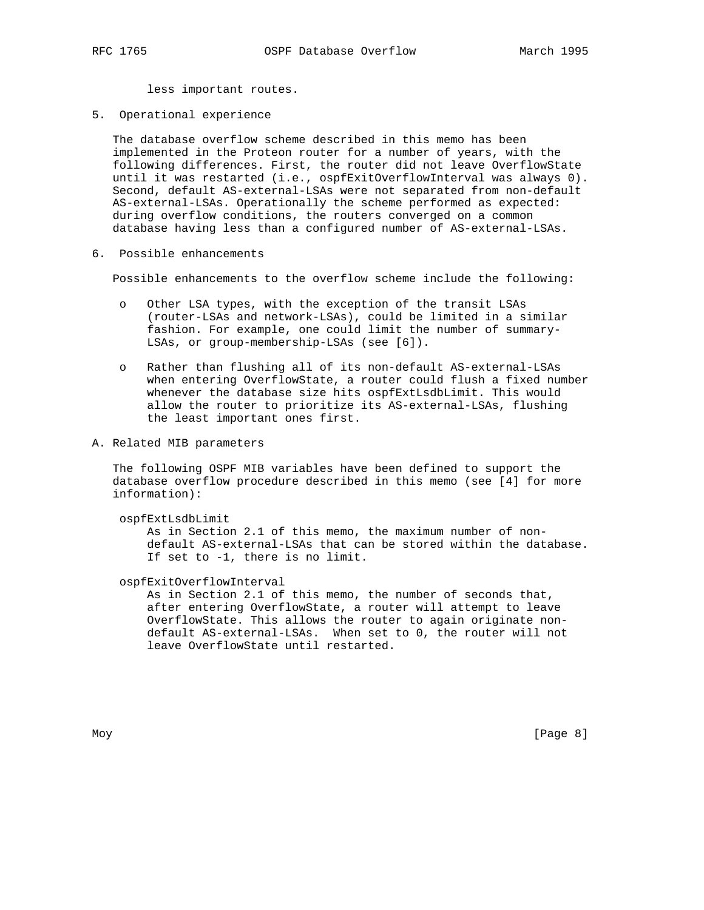less important routes.

## 5. Operational experience

The database overflow scheme described in this memo has been implemented in the Proteon router for a number of years, with the following differences. First, the router did not leave OverflowState until it was restarted (i.e., ospfExitOverflowInterval was always 0). Second, default AS-external-LSAs were not separated from non-default AS-external-LSAs. Operationally the scheme performed as expected: during overflow conditions, the routers converged on a common database having less than a configured number of AS-external-LSAs.

## 6. Possible enhancements

Possible enhancements to the overflow scheme include the following:

- Other LSA types, with the exception of the transit LSAs (router-LSAs and network-LSAs), could be limited in a similar fashion. For example, one could limit the number of summary-LSAs, or group-membership-LSAs (see [6]).

- Rather than flushing all of its non-default AS-external-LSAs when entering OverflowState, a router could flush a fixed number whenever the database size hits ospfExtLsdbLimit. This would allow the router to prioritize its AS-external-LSAs, flushing the least important ones first.

## A. Related MIB parameters

The following OSPF MIB variables have been defined to support the database overflow procedure described in this memo (see [4] for more information):

ospfExtLsdbLimit
: As in Section 2.1 of this memo, the maximum number of non-default AS-external-LSAs that can be stored within the database. If set to -1, there is no limit.

ospfExitOverflowInterval
: As in Section 2.1 of this memo, the number of seconds that, after entering OverflowState, a router will attempt to leave OverflowState. This allows the router to again originate non-default AS-external-LSAs. When set to 0, the router will not leave OverflowState until restarted.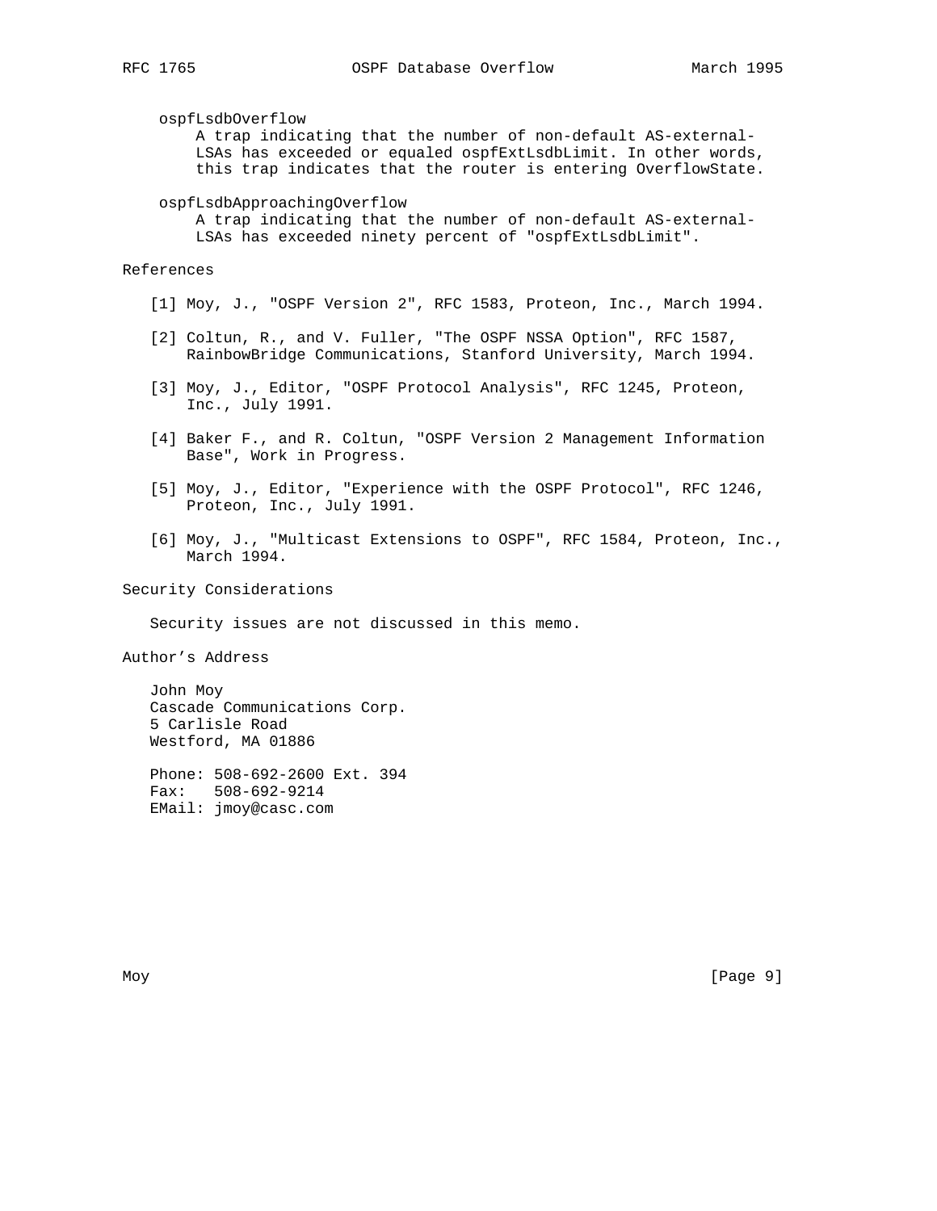ospfLsdbOverflow
A trap indicating that the number of non-default AS-external-LSAs has exceeded or equaled ospfExtLsdbLimit. In other words, this trap indicates that the router is entering OverflowState.

ospfLsdbApproachingOverflow
A trap indicating that the number of non-default AS-external-LSAs has exceeded ninety percent of "ospfExtLsdbLimit".

## References

[1] Moy, J., "OSPF Version 2", RFC 1583, Proteon, Inc., March 1994.

[2] Coltun, R., and V. Fuller, "The OSPF NSSA Option", RFC 1587, RainbowBridge Communications, Stanford University, March 1994.

[3] Moy, J., Editor, "OSPF Protocol Analysis", RFC 1245, Proteon, Inc., July 1991.

[4] Baker F., and R. Coltun, "OSPF Version 2 Management Information Base", Work in Progress.

[5] Moy, J., Editor, "Experience with the OSPF Protocol", RFC 1246, Proteon, Inc., July 1991.

[6] Moy, J., "Multicast Extensions to OSPF", RFC 1584, Proteon, Inc., March 1994.

## Security Considerations

Security issues are not discussed in this memo.

## Author's Address

John Moy
Cascade Communications Corp.
5 Carlisle Road
Westford, MA 01886

Phone: 508-692-2600 Ext. 394
Fax: 508-692-9214
EMail: jmoy@casc.com